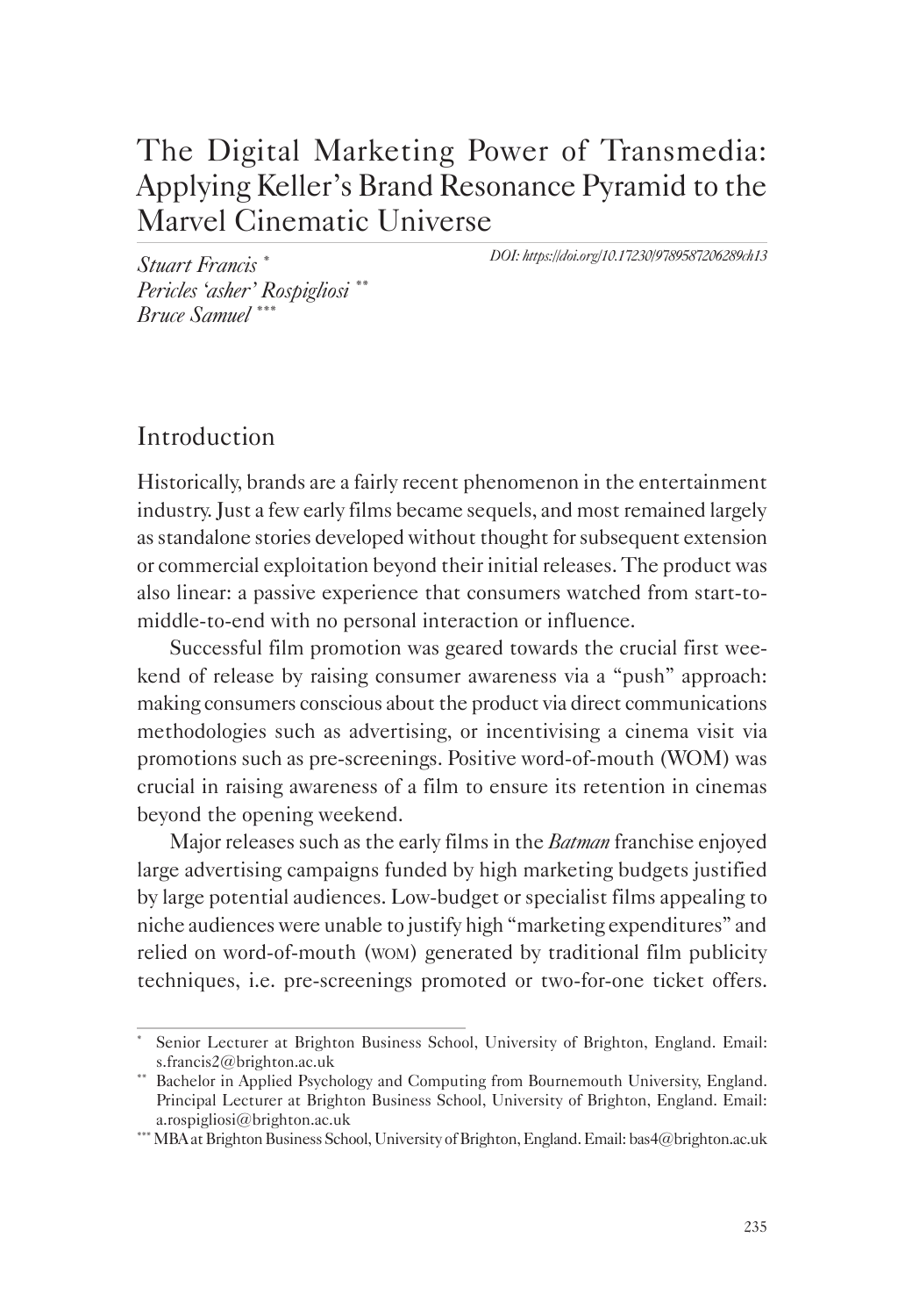# The Digital Marketing Power of Transmedia: Applying Keller's Brand Resonance Pyramid to the Marvel Cinematic Universe

*Stuart Francis* [*]
*Pericles 'asher' Rospigliosi* [**]
*Bruce Samuel* [***]

*DOI: https://doi.org/10.17230/9789587206289ch13*

## Introduction

Historically, brands are a fairly recent phenomenon in the entertainment industry. Just a few early films became sequels, and most remained largely as standalone stories developed without thought for subsequent extension or commercial exploitation beyond their initial releases. The product was also linear: a passive experience that consumers watched from start-to-middle-to-end with no personal interaction or influence.

Successful film promotion was geared towards the crucial first weekend of release by raising consumer awareness via a "push" approach: making consumers conscious about the product via direct communications methodologies such as advertising, or incentivising a cinema visit via promotions such as pre-screenings. Positive word-of-mouth (WOM) was crucial in raising awareness of a film to ensure its retention in cinemas beyond the opening weekend.

Major releases such as the early films in the *Batman* franchise enjoyed large advertising campaigns funded by high marketing budgets justified by large potential audiences. Low-budget or specialist films appealing to niche audiences were unable to justify high "marketing expenditures" and relied on word-of-mouth (WOM) generated by traditional film publicity techniques, i.e. pre-screenings promoted or two-for-one ticket offers.

---

[*] Senior Lecturer at Brighton Business School, University of Brighton, England. Email: s.francis2@brighton.ac.uk

[**] Bachelor in Applied Psychology and Computing from Bournemouth University, England. Principal Lecturer at Brighton Business School, University of Brighton, England. Email: a.rospigliosi@brighton.ac.uk

[***] MBA at Brighton Business School, University of Brighton, England. Email: bas4@brighton.ac.uk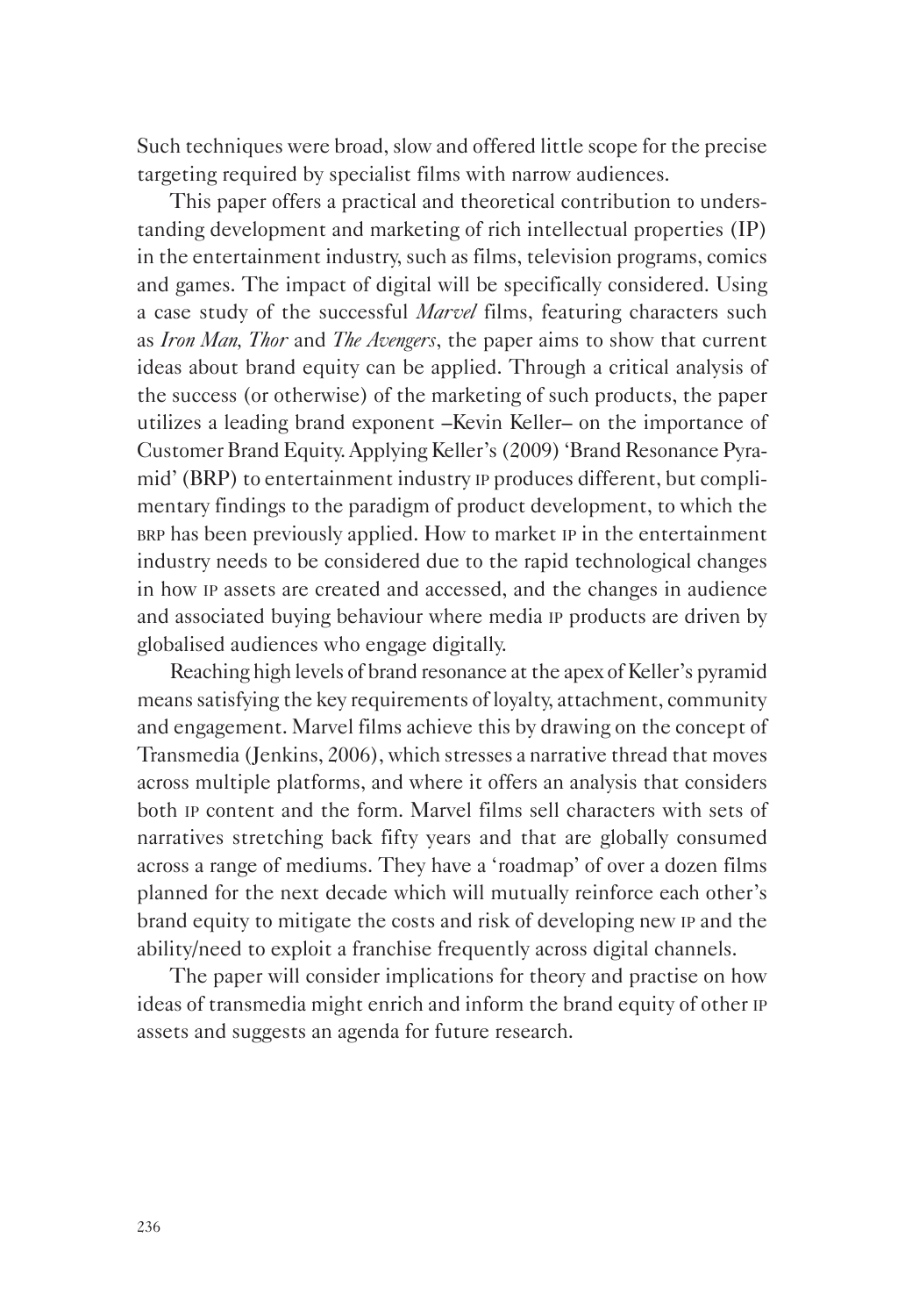Such techniques were broad, slow and offered little scope for the precise targeting required by specialist films with narrow audiences.

This paper offers a practical and theoretical contribution to understanding development and marketing of rich intellectual properties (IP) in the entertainment industry, such as films, television programs, comics and games. The impact of digital will be specifically considered. Using a case study of the successful *Marvel* films, featuring characters such as *Iron Man, Thor* and *The Avengers*, the paper aims to show that current ideas about brand equity can be applied. Through a critical analysis of the success (or otherwise) of the marketing of such products, the paper utilizes a leading brand exponent –Kevin Keller– on the importance of Customer Brand Equity. Applying Keller's (2009) 'Brand Resonance Pyramid' (BRP) to entertainment industry IP produces different, but complimentary findings to the paradigm of product development, to which the BRP has been previously applied. How to market IP in the entertainment industry needs to be considered due to the rapid technological changes in how IP assets are created and accessed, and the changes in audience and associated buying behaviour where media IP products are driven by globalised audiences who engage digitally.

Reaching high levels of brand resonance at the apex of Keller's pyramid means satisfying the key requirements of loyalty, attachment, community and engagement. Marvel films achieve this by drawing on the concept of Transmedia (Jenkins, 2006), which stresses a narrative thread that moves across multiple platforms, and where it offers an analysis that considers both IP content and the form. Marvel films sell characters with sets of narratives stretching back fifty years and that are globally consumed across a range of mediums. They have a 'roadmap' of over a dozen films planned for the next decade which will mutually reinforce each other's brand equity to mitigate the costs and risk of developing new IP and the ability/need to exploit a franchise frequently across digital channels.

The paper will consider implications for theory and practise on how ideas of transmedia might enrich and inform the brand equity of other IP assets and suggests an agenda for future research.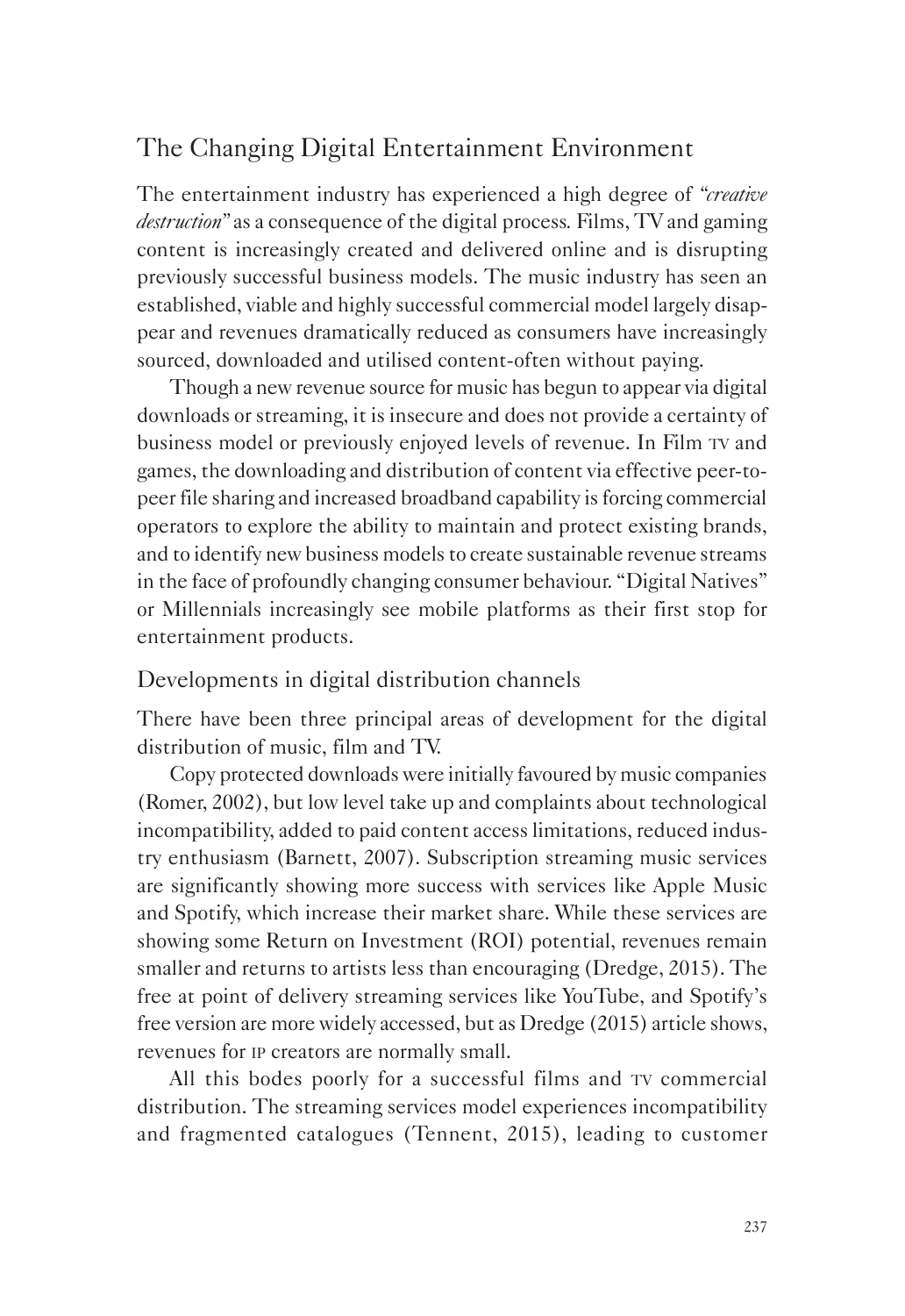## The Changing Digital Entertainment Environment

The entertainment industry has experienced a high degree of *"creative destruction"* as a consequence of the digital process. Films, TV and gaming content is increasingly created and delivered online and is disrupting previously successful business models. The music industry has seen an established, viable and highly successful commercial model largely disappear and revenues dramatically reduced as consumers have increasingly sourced, downloaded and utilised content-often without paying.

Though a new revenue source for music has begun to appear via digital downloads or streaming, it is insecure and does not provide a certainty of business model or previously enjoyed levels of revenue. In Film TV and games, the downloading and distribution of content via effective peer-to-peer file sharing and increased broadband capability is forcing commercial operators to explore the ability to maintain and protect existing brands, and to identify new business models to create sustainable revenue streams in the face of profoundly changing consumer behaviour. "Digital Natives" or Millennials increasingly see mobile platforms as their first stop for entertainment products.

### Developments in digital distribution channels

There have been three principal areas of development for the digital distribution of music, film and TV.

Copy protected downloads were initially favoured by music companies (Romer, 2002), but low level take up and complaints about technological incompatibility, added to paid content access limitations, reduced industry enthusiasm (Barnett, 2007). Subscription streaming music services are significantly showing more success with services like Apple Music and Spotify, which increase their market share. While these services are showing some Return on Investment (ROI) potential, revenues remain smaller and returns to artists less than encouraging (Dredge, 2015). The free at point of delivery streaming services like YouTube, and Spotify's free version are more widely accessed, but as Dredge (2015) article shows, revenues for IP creators are normally small.

All this bodes poorly for a successful films and TV commercial distribution. The streaming services model experiences incompatibility and fragmented catalogues (Tennent, 2015), leading to customer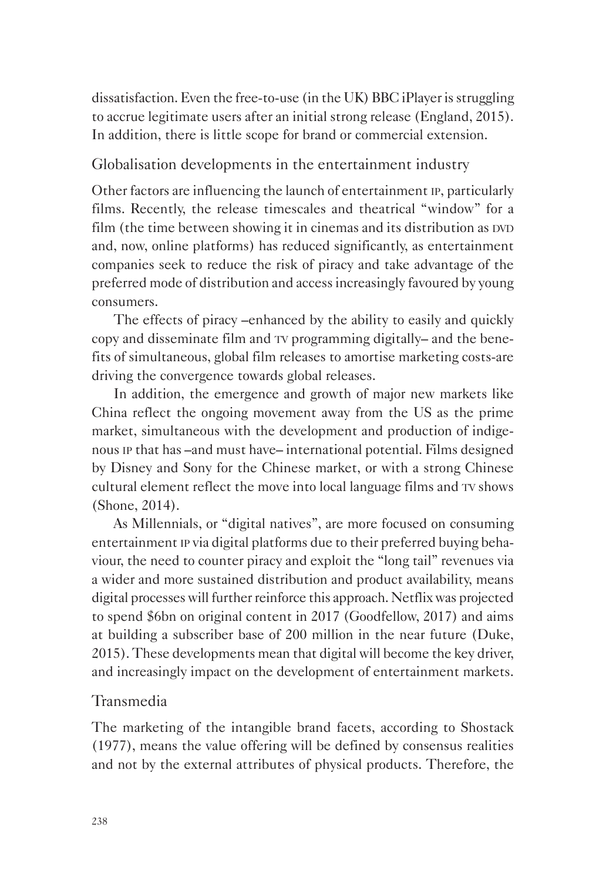dissatisfaction. Even the free-to-use (in the UK) BBC iPlayer is struggling to accrue legitimate users after an initial strong release (England, 2015). In addition, there is little scope for brand or commercial extension.

## Globalisation developments in the entertainment industry

Other factors are influencing the launch of entertainment IP, particularly films. Recently, the release timescales and theatrical "window" for a film (the time between showing it in cinemas and its distribution as DVD and, now, online platforms) has reduced significantly, as entertainment companies seek to reduce the risk of piracy and take advantage of the preferred mode of distribution and access increasingly favoured by young consumers.

The effects of piracy –enhanced by the ability to easily and quickly copy and disseminate film and TV programming digitally– and the benefits of simultaneous, global film releases to amortise marketing costs-are driving the convergence towards global releases.

In addition, the emergence and growth of major new markets like China reflect the ongoing movement away from the US as the prime market, simultaneous with the development and production of indigenous IP that has –and must have– international potential. Films designed by Disney and Sony for the Chinese market, or with a strong Chinese cultural element reflect the move into local language films and TV shows (Shone, 2014).

As Millennials, or "digital natives", are more focused on consuming entertainment IP via digital platforms due to their preferred buying behaviour, the need to counter piracy and exploit the "long tail" revenues via a wider and more sustained distribution and product availability, means digital processes will further reinforce this approach. Netflix was projected to spend $6bn on original content in 2017 (Goodfellow, 2017) and aims at building a subscriber base of 200 million in the near future (Duke, 2015). These developments mean that digital will become the key driver, and increasingly impact on the development of entertainment markets.

## Transmedia

The marketing of the intangible brand facets, according to Shostack (1977), means the value offering will be defined by consensus realities and not by the external attributes of physical products. Therefore, the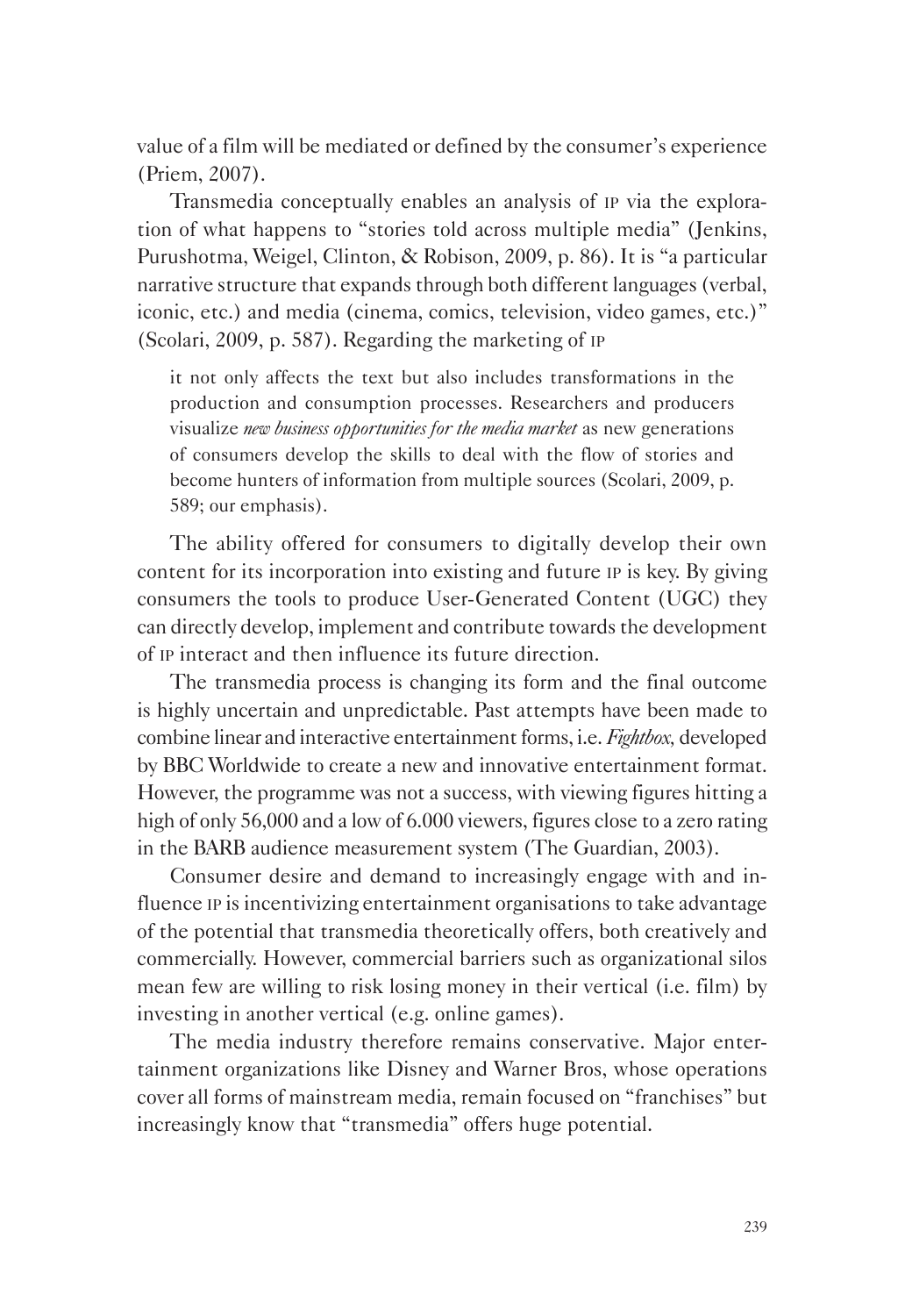value of a film will be mediated or defined by the consumer's experience (Priem, 2007).

Transmedia conceptually enables an analysis of IP via the exploration of what happens to "stories told across multiple media" (Jenkins, Purushotma, Weigel, Clinton, & Robison, 2009, p. 86). It is "a particular narrative structure that expands through both different languages (verbal, iconic, etc.) and media (cinema, comics, television, video games, etc.)" (Scolari, 2009, p. 587). Regarding the marketing of IP

> it not only affects the text but also includes transformations in the production and consumption processes. Researchers and producers visualize *new business opportunities for the media market* as new generations of consumers develop the skills to deal with the flow of stories and become hunters of information from multiple sources (Scolari, 2009, p. 589; our emphasis).

The ability offered for consumers to digitally develop their own content for its incorporation into existing and future IP is key. By giving consumers the tools to produce User-Generated Content (UGC) they can directly develop, implement and contribute towards the development of IP interact and then influence its future direction.

The transmedia process is changing its form and the final outcome is highly uncertain and unpredictable. Past attempts have been made to combine linear and interactive entertainment forms, i.e. *Fightbox*, developed by BBC Worldwide to create a new and innovative entertainment format. However, the programme was not a success, with viewing figures hitting a high of only 56,000 and a low of 6.000 viewers, figures close to a zero rating in the BARB audience measurement system (The Guardian, 2003).

Consumer desire and demand to increasingly engage with and influence IP is incentivizing entertainment organisations to take advantage of the potential that transmedia theoretically offers, both creatively and commercially. However, commercial barriers such as organizational silos mean few are willing to risk losing money in their vertical (i.e. film) by investing in another vertical (e.g. online games).

The media industry therefore remains conservative. Major entertainment organizations like Disney and Warner Bros, whose operations cover all forms of mainstream media, remain focused on "franchises" but increasingly know that "transmedia" offers huge potential.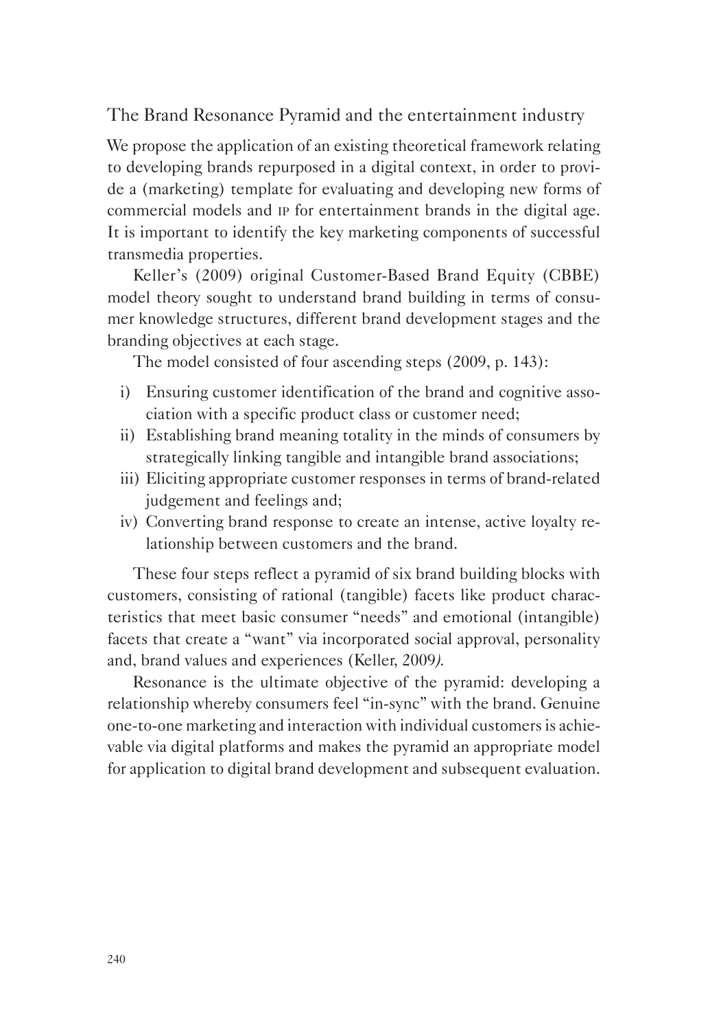## The Brand Resonance Pyramid and the entertainment industry

We propose the application of an existing theoretical framework relating to developing brands repurposed in a digital context, in order to provide a (marketing) template for evaluating and developing new forms of commercial models and IP for entertainment brands in the digital age. It is important to identify the key marketing components of successful transmedia properties.

Keller's (2009) original Customer-Based Brand Equity (CBBE) model theory sought to understand brand building in terms of consumer knowledge structures, different brand development stages and the branding objectives at each stage.

The model consisted of four ascending steps (2009, p. 143):

i) Ensuring customer identification of the brand and cognitive association with a specific product class or customer need;
ii) Establishing brand meaning totality in the minds of consumers by strategically linking tangible and intangible brand associations;
iii) Eliciting appropriate customer responses in terms of brand-related judgement and feelings and;
iv) Converting brand response to create an intense, active loyalty relationship between customers and the brand.

These four steps reflect a pyramid of six brand building blocks with customers, consisting of rational (tangible) facets like product characteristics that meet basic consumer "needs" and emotional (intangible) facets that create a "want" via incorporated social approval, personality and, brand values and experiences (Keller, 2009).

Resonance is the ultimate objective of the pyramid: developing a relationship whereby consumers feel "in-sync" with the brand. Genuine one-to-one marketing and interaction with individual customers is achievable via digital platforms and makes the pyramid an appropriate model for application to digital brand development and subsequent evaluation.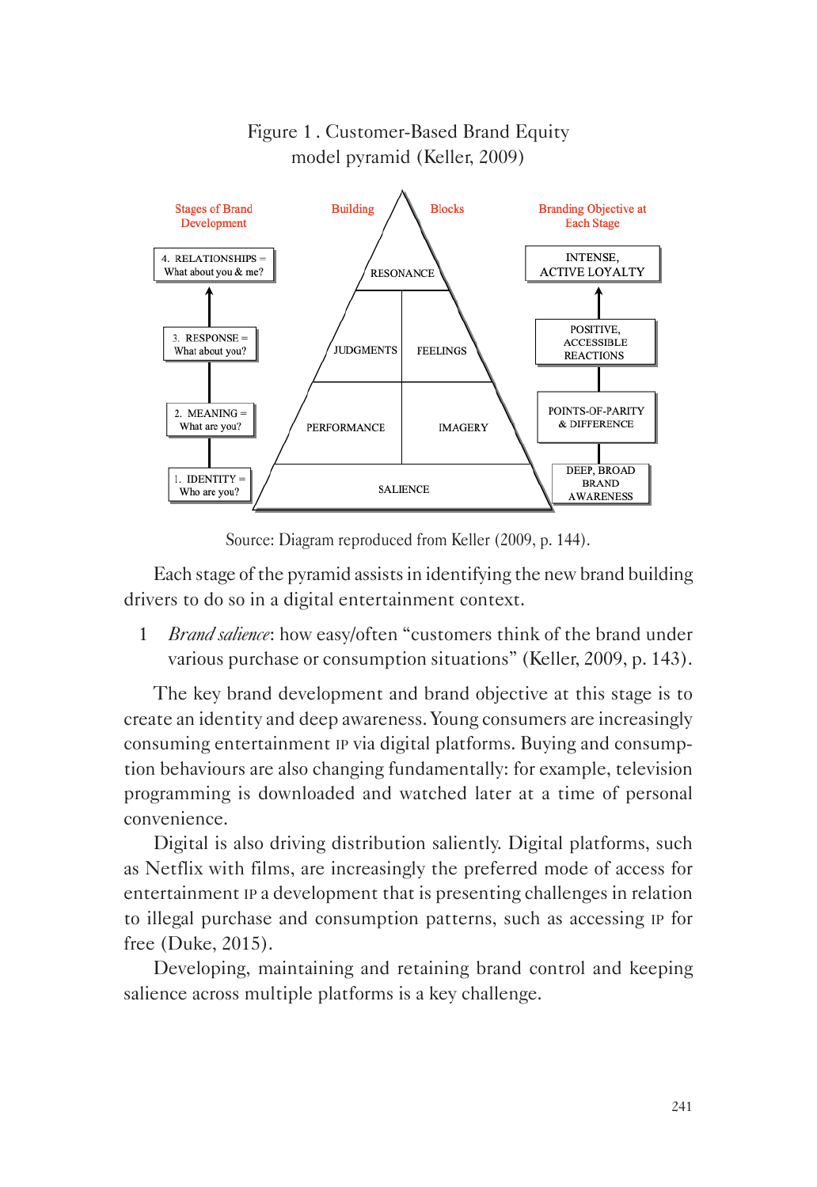Figure 1 . Customer-Based Brand Equity model pyramid (Keller, 2009)

| Stages of Brand Development | Building Blocks | Branding Objective at Each Stage |
|---|---|---|
| 4. RELATIONSHIPS = What about you & me? | RESONANCE | INTENSE, ACTIVE LOYALTY |
| 3. RESPONSE = What about you? | JUDGMENTS / FEELINGS | POSITIVE, ACCESSIBLE REACTIONS |
| 2. MEANING = What are you? | PERFORMANCE / IMAGERY | POINTS-OF-PARITY & DIFFERENCE |
| 1. IDENTITY = Who are you? | SALIENCE | DEEP, BROAD BRAND AWARENESS |

Source: Diagram reproduced from Keller (2009, p. 144).

Each stage of the pyramid assists in identifying the new brand building drivers to do so in a digital entertainment context.

1 *Brand salience*: how easy/often "customers think of the brand under various purchase or consumption situations" (Keller, 2009, p. 143).

The key brand development and brand objective at this stage is to create an identity and deep awareness. Young consumers are increasingly consuming entertainment IP via digital platforms. Buying and consumption behaviours are also changing fundamentally: for example, television programming is downloaded and watched later at a time of personal convenience.

Digital is also driving distribution saliently. Digital platforms, such as Netflix with films, are increasingly the preferred mode of access for entertainment IP a development that is presenting challenges in relation to illegal purchase and consumption patterns, such as accessing IP for free (Duke, 2015).

Developing, maintaining and retaining brand control and keeping salience across multiple platforms is a key challenge.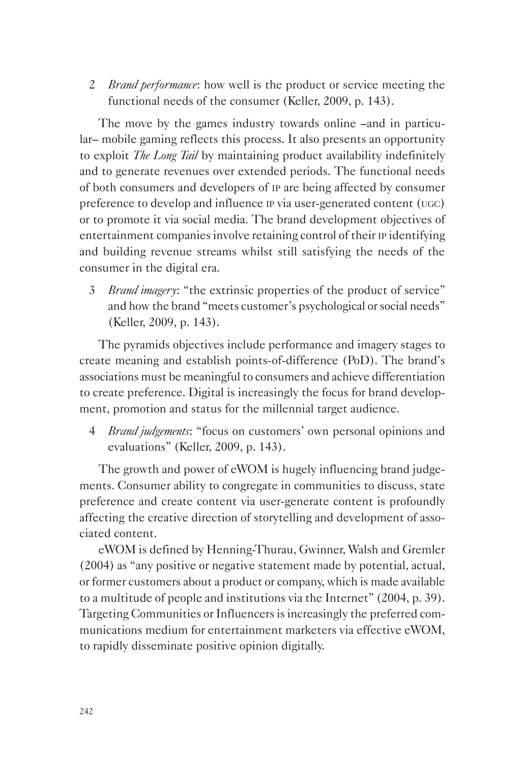2 *Brand performance*: how well is the product or service meeting the functional needs of the consumer (Keller, 2009, p. 143).

The move by the games industry towards online –and in particular– mobile gaming reflects this process. It also presents an opportunity to exploit *The Long Tail* by maintaining product availability indefinitely and to generate revenues over extended periods. The functional needs of both consumers and developers of IP are being affected by consumer preference to develop and influence IP via user-generated content (UGC) or to promote it via social media. The brand development objectives of entertainment companies involve retaining control of their IP identifying and building revenue streams whilst still satisfying the needs of the consumer in the digital era.

3 *Brand imagery*: "the extrinsic properties of the product of service" and how the brand "meets customer's psychological or social needs" (Keller, 2009, p. 143).

The pyramids objectives include performance and imagery stages to create meaning and establish points-of-difference (PoD). The brand's associations must be meaningful to consumers and achieve differentiation to create preference. Digital is increasingly the focus for brand development, promotion and status for the millennial target audience.

4 *Brand judgements*: "focus on customers' own personal opinions and evaluations" (Keller, 2009, p. 143).

The growth and power of eWOM is hugely influencing brand judgements. Consumer ability to congregate in communities to discuss, state preference and create content via user-generate content is profoundly affecting the creative direction of storytelling and development of associated content.

eWOM is defined by Henning-Thurau, Gwinner, Walsh and Gremler (2004) as "any positive or negative statement made by potential, actual, or former customers about a product or company, which is made available to a multitude of people and institutions via the Internet" (2004, p. 39). Targeting Communities or Influencers is increasingly the preferred communications medium for entertainment marketers via effective eWOM, to rapidly disseminate positive opinion digitally.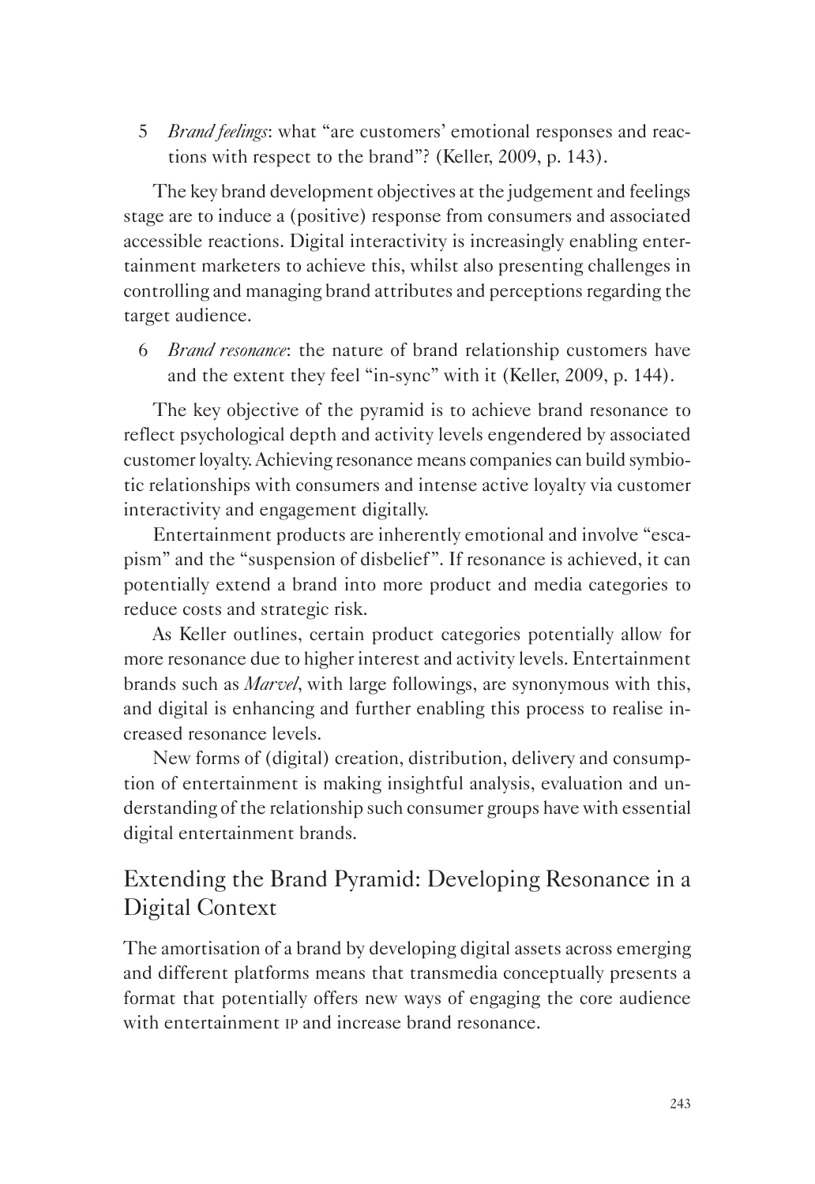5 *Brand feelings*: what "are customers' emotional responses and reactions with respect to the brand"? (Keller, 2009, p. 143).

The key brand development objectives at the judgement and feelings stage are to induce a (positive) response from consumers and associated accessible reactions. Digital interactivity is increasingly enabling entertainment marketers to achieve this, whilst also presenting challenges in controlling and managing brand attributes and perceptions regarding the target audience.

6 *Brand resonance*: the nature of brand relationship customers have and the extent they feel "in-sync" with it (Keller, 2009, p. 144).

The key objective of the pyramid is to achieve brand resonance to reflect psychological depth and activity levels engendered by associated customer loyalty. Achieving resonance means companies can build symbiotic relationships with consumers and intense active loyalty via customer interactivity and engagement digitally.

Entertainment products are inherently emotional and involve "escapism" and the "suspension of disbelief". If resonance is achieved, it can potentially extend a brand into more product and media categories to reduce costs and strategic risk.

As Keller outlines, certain product categories potentially allow for more resonance due to higher interest and activity levels. Entertainment brands such as *Marvel*, with large followings, are synonymous with this, and digital is enhancing and further enabling this process to realise increased resonance levels.

New forms of (digital) creation, distribution, delivery and consumption of entertainment is making insightful analysis, evaluation and understanding of the relationship such consumer groups have with essential digital entertainment brands.

## Extending the Brand Pyramid: Developing Resonance in a Digital Context

The amortisation of a brand by developing digital assets across emerging and different platforms means that transmedia conceptually presents a format that potentially offers new ways of engaging the core audience with entertainment IP and increase brand resonance.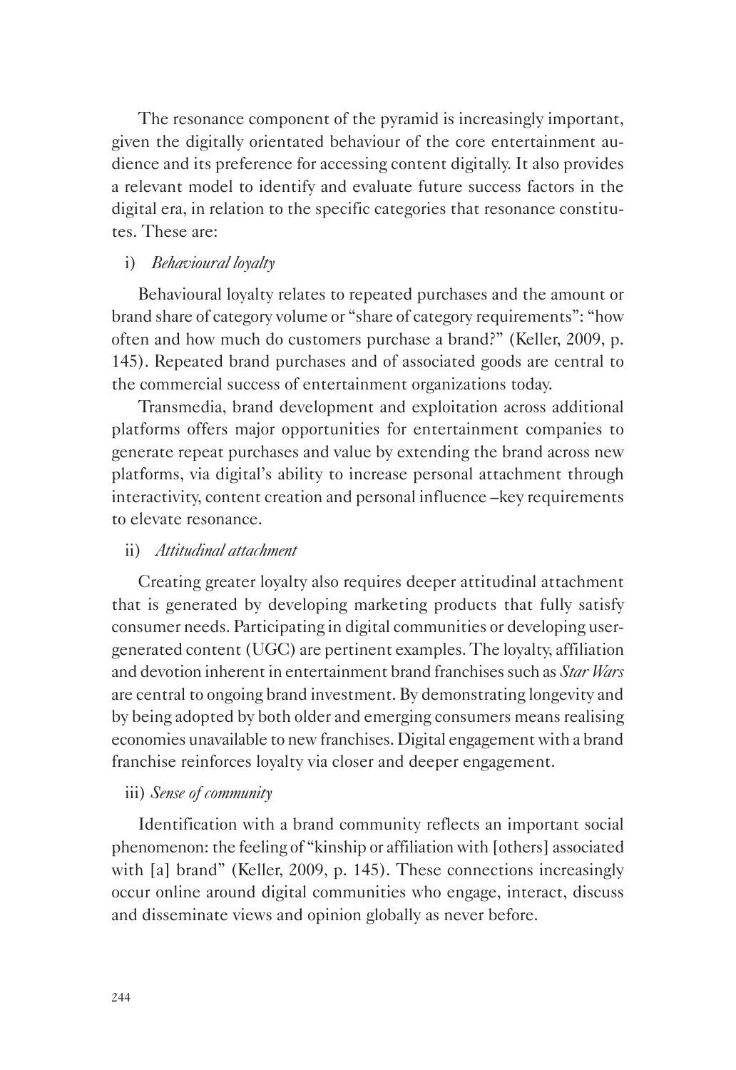The resonance component of the pyramid is increasingly important, given the digitally orientated behaviour of the core entertainment audience and its preference for accessing content digitally. It also provides a relevant model to identify and evaluate future success factors in the digital era, in relation to the specific categories that resonance constitutes. These are:

i) *Behavioural loyalty*

Behavioural loyalty relates to repeated purchases and the amount or brand share of category volume or "share of category requirements": "how often and how much do customers purchase a brand?" (Keller, 2009, p. 145). Repeated brand purchases and of associated goods are central to the commercial success of entertainment organizations today.

Transmedia, brand development and exploitation across additional platforms offers major opportunities for entertainment companies to generate repeat purchases and value by extending the brand across new platforms, via digital's ability to increase personal attachment through interactivity, content creation and personal influence –key requirements to elevate resonance.

ii) *Attitudinal attachment*

Creating greater loyalty also requires deeper attitudinal attachment that is generated by developing marketing products that fully satisfy consumer needs. Participating in digital communities or developing user-generated content (UGC) are pertinent examples. The loyalty, affiliation and devotion inherent in entertainment brand franchises such as *Star Wars* are central to ongoing brand investment. By demonstrating longevity and by being adopted by both older and emerging consumers means realising economies unavailable to new franchises. Digital engagement with a brand franchise reinforces loyalty via closer and deeper engagement.

iii) *Sense of community*

Identification with a brand community reflects an important social phenomenon: the feeling of "kinship or affiliation with [others] associated with [a] brand" (Keller, 2009, p. 145). These connections increasingly occur online around digital communities who engage, interact, discuss and disseminate views and opinion globally as never before.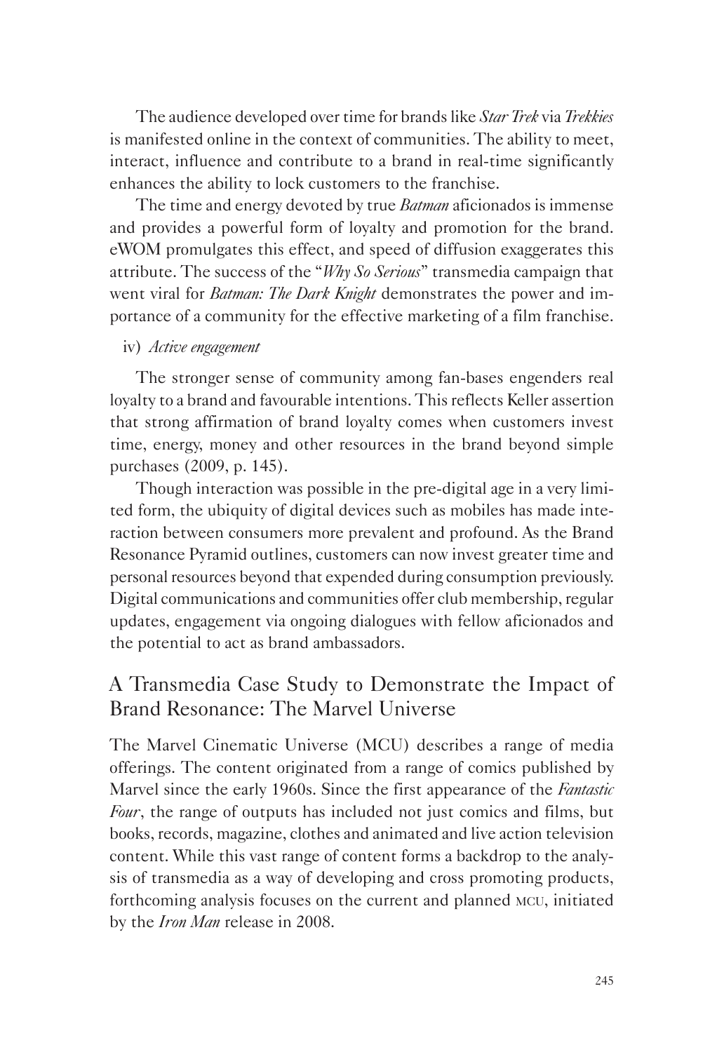The audience developed over time for brands like *Star Trek* via *Trekkies* is manifested online in the context of communities. The ability to meet, interact, influence and contribute to a brand in real-time significantly enhances the ability to lock customers to the franchise.

The time and energy devoted by true *Batman* aficionados is immense and provides a powerful form of loyalty and promotion for the brand. eWOM promulgates this effect, and speed of diffusion exaggerates this attribute. The success of the "*Why So Serious*" transmedia campaign that went viral for *Batman: The Dark Knight* demonstrates the power and importance of a community for the effective marketing of a film franchise.

iv) *Active engagement*

The stronger sense of community among fan-bases engenders real loyalty to a brand and favourable intentions. This reflects Keller assertion that strong affirmation of brand loyalty comes when customers invest time, energy, money and other resources in the brand beyond simple purchases (2009, p. 145).

Though interaction was possible in the pre-digital age in a very limited form, the ubiquity of digital devices such as mobiles has made interaction between consumers more prevalent and profound. As the Brand Resonance Pyramid outlines, customers can now invest greater time and personal resources beyond that expended during consumption previously. Digital communications and communities offer club membership, regular updates, engagement via ongoing dialogues with fellow aficionados and the potential to act as brand ambassadors.

## A Transmedia Case Study to Demonstrate the Impact of Brand Resonance: The Marvel Universe

The Marvel Cinematic Universe (MCU) describes a range of media offerings. The content originated from a range of comics published by Marvel since the early 1960s. Since the first appearance of the *Fantastic Four*, the range of outputs has included not just comics and films, but books, records, magazine, clothes and animated and live action television content. While this vast range of content forms a backdrop to the analysis of transmedia as a way of developing and cross promoting products, forthcoming analysis focuses on the current and planned MCU, initiated by the *Iron Man* release in 2008.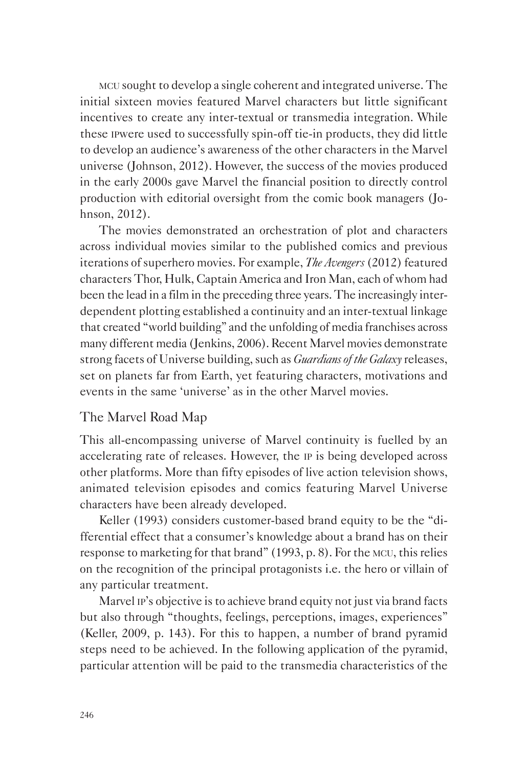MCU sought to develop a single coherent and integrated universe. The initial sixteen movies featured Marvel characters but little significant incentives to create any inter-textual or transmedia integration. While these IPwere used to successfully spin-off tie-in products, they did little to develop an audience's awareness of the other characters in the Marvel universe (Johnson, 2012). However, the success of the movies produced in the early 2000s gave Marvel the financial position to directly control production with editorial oversight from the comic book managers (Johnson, 2012).

The movies demonstrated an orchestration of plot and characters across individual movies similar to the published comics and previous iterations of superhero movies. For example, *The Avengers* (2012) featured characters Thor, Hulk, Captain America and Iron Man, each of whom had been the lead in a film in the preceding three years. The increasingly interdependent plotting established a continuity and an inter-textual linkage that created "world building" and the unfolding of media franchises across many different media (Jenkins, 2006). Recent Marvel movies demonstrate strong facets of Universe building, such as *Guardians of the Galaxy* releases, set on planets far from Earth, yet featuring characters, motivations and events in the same 'universe' as in the other Marvel movies.

## The Marvel Road Map

This all-encompassing universe of Marvel continuity is fuelled by an accelerating rate of releases. However, the IP is being developed across other platforms. More than fifty episodes of live action television shows, animated television episodes and comics featuring Marvel Universe characters have been already developed.

Keller (1993) considers customer-based brand equity to be the "differential effect that a consumer's knowledge about a brand has on their response to marketing for that brand" (1993, p. 8). For the MCU, this relies on the recognition of the principal protagonists i.e. the hero or villain of any particular treatment.

Marvel IP's objective is to achieve brand equity not just via brand facts but also through "thoughts, feelings, perceptions, images, experiences" (Keller, 2009, p. 143). For this to happen, a number of brand pyramid steps need to be achieved. In the following application of the pyramid, particular attention will be paid to the transmedia characteristics of the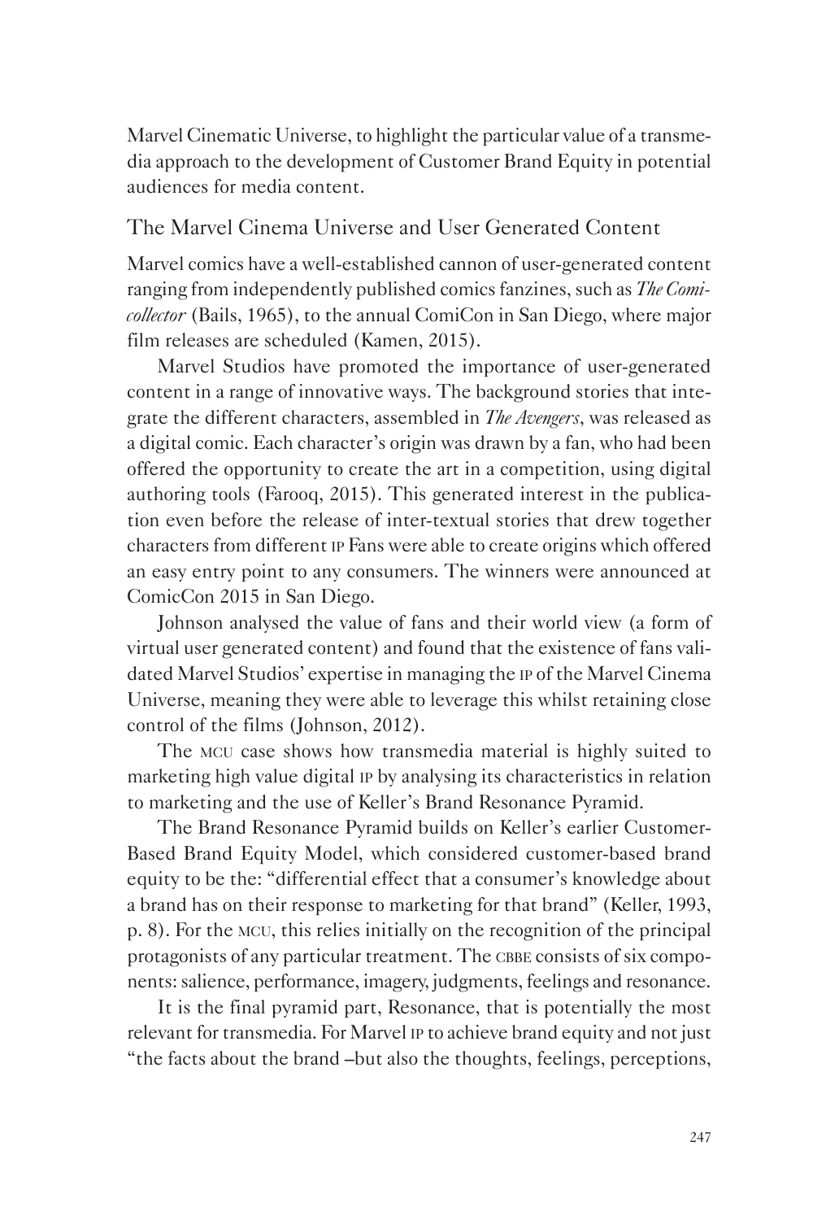Marvel Cinematic Universe, to highlight the particular value of a transmedia approach to the development of Customer Brand Equity in potential audiences for media content.

## The Marvel Cinema Universe and User Generated Content

Marvel comics have a well-established cannon of user-generated content ranging from independently published comics fanzines, such as *The Comicollector* (Bails, 1965), to the annual ComiCon in San Diego, where major film releases are scheduled (Kamen, 2015).

Marvel Studios have promoted the importance of user-generated content in a range of innovative ways. The background stories that integrate the different characters, assembled in *The Avengers*, was released as a digital comic. Each character's origin was drawn by a fan, who had been offered the opportunity to create the art in a competition, using digital authoring tools (Farooq, 2015). This generated interest in the publication even before the release of inter-textual stories that drew together characters from different IP Fans were able to create origins which offered an easy entry point to any consumers. The winners were announced at ComicCon 2015 in San Diego.

Johnson analysed the value of fans and their world view (a form of virtual user generated content) and found that the existence of fans validated Marvel Studios' expertise in managing the IP of the Marvel Cinema Universe, meaning they were able to leverage this whilst retaining close control of the films (Johnson, 2012).

The MCU case shows how transmedia material is highly suited to marketing high value digital IP by analysing its characteristics in relation to marketing and the use of Keller's Brand Resonance Pyramid.

The Brand Resonance Pyramid builds on Keller's earlier Customer-Based Brand Equity Model, which considered customer-based brand equity to be the: "differential effect that a consumer's knowledge about a brand has on their response to marketing for that brand" (Keller, 1993, p. 8). For the MCU, this relies initially on the recognition of the principal protagonists of any particular treatment. The CBBE consists of six components: salience, performance, imagery, judgments, feelings and resonance.

It is the final pyramid part, Resonance, that is potentially the most relevant for transmedia. For Marvel IP to achieve brand equity and not just "the facts about the brand –but also the thoughts, feelings, perceptions,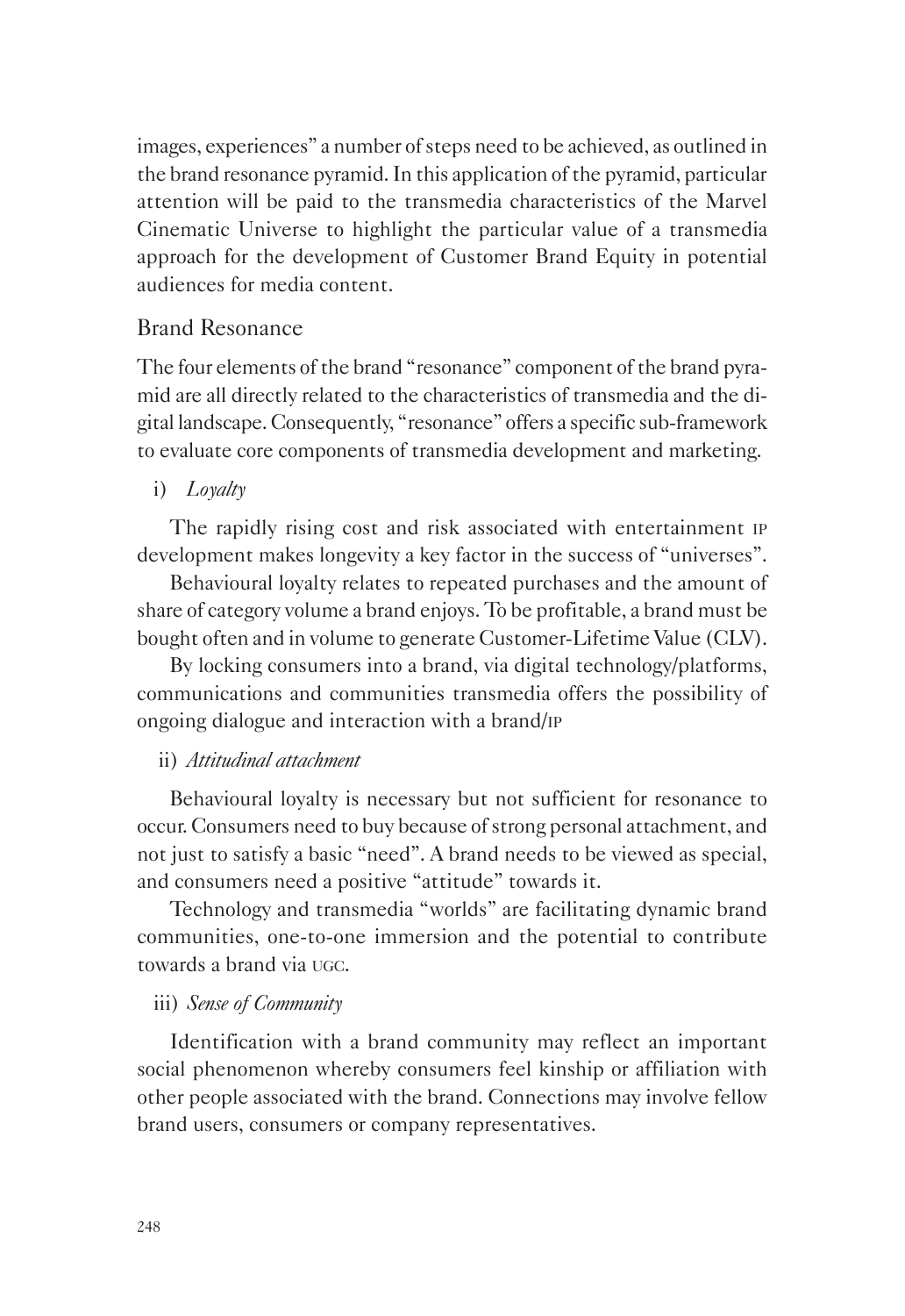images, experiences" a number of steps need to be achieved, as outlined in the brand resonance pyramid. In this application of the pyramid, particular attention will be paid to the transmedia characteristics of the Marvel Cinematic Universe to highlight the particular value of a transmedia approach for the development of Customer Brand Equity in potential audiences for media content.

## Brand Resonance

The four elements of the brand "resonance" component of the brand pyramid are all directly related to the characteristics of transmedia and the digital landscape. Consequently, "resonance" offers a specific sub-framework to evaluate core components of transmedia development and marketing.

i) *Loyalty*

The rapidly rising cost and risk associated with entertainment IP development makes longevity a key factor in the success of "universes".

Behavioural loyalty relates to repeated purchases and the amount of share of category volume a brand enjoys. To be profitable, a brand must be bought often and in volume to generate Customer-Lifetime Value (CLV).

By locking consumers into a brand, via digital technology/platforms, communications and communities transmedia offers the possibility of ongoing dialogue and interaction with a brand/IP

ii) *Attitudinal attachment*

Behavioural loyalty is necessary but not sufficient for resonance to occur. Consumers need to buy because of strong personal attachment, and not just to satisfy a basic "need". A brand needs to be viewed as special, and consumers need a positive "attitude" towards it.

Technology and transmedia "worlds" are facilitating dynamic brand communities, one-to-one immersion and the potential to contribute towards a brand via UGC.

iii) *Sense of Community*

Identification with a brand community may reflect an important social phenomenon whereby consumers feel kinship or affiliation with other people associated with the brand. Connections may involve fellow brand users, consumers or company representatives.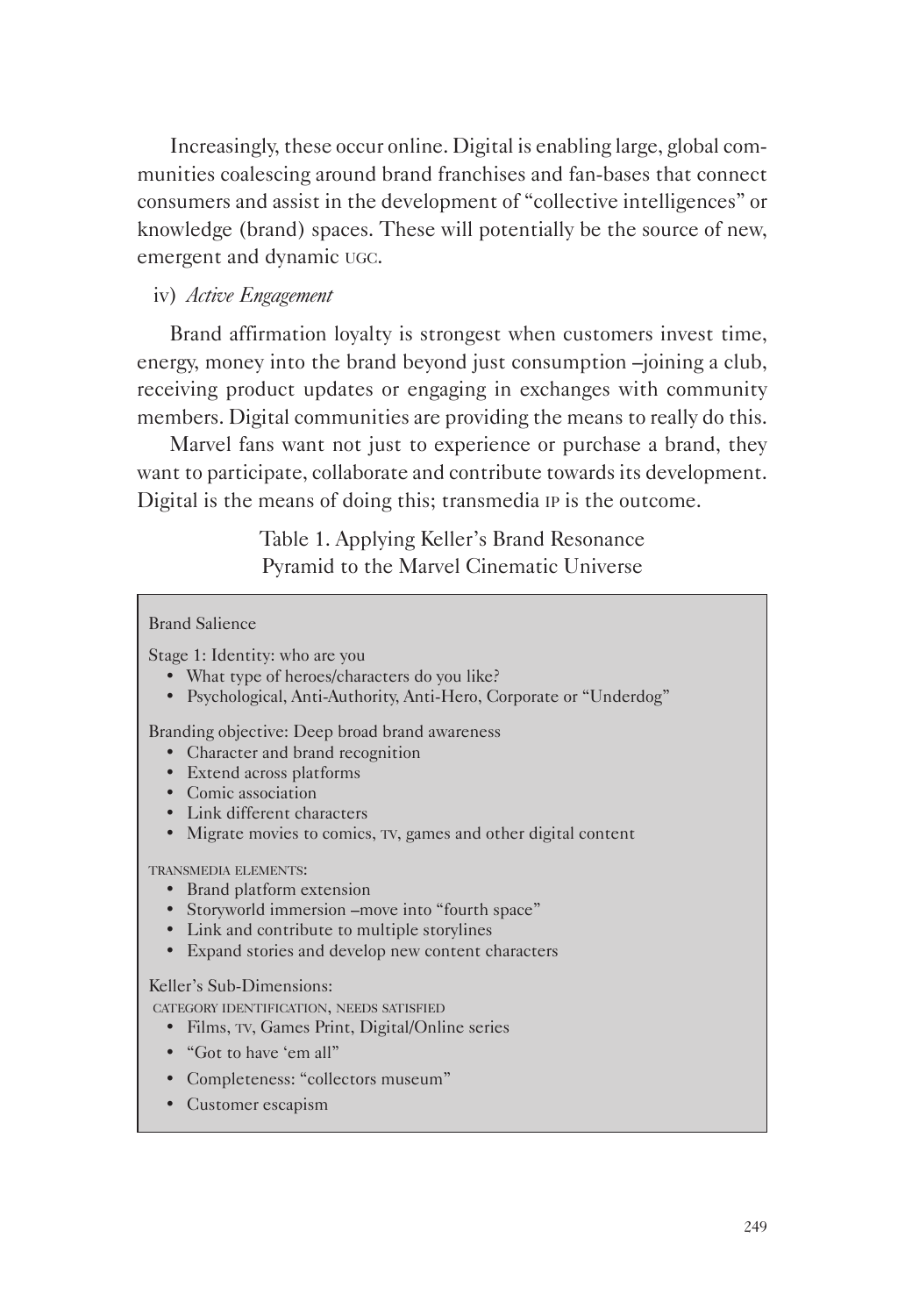Increasingly, these occur online. Digital is enabling large, global communities coalescing around brand franchises and fan-bases that connect consumers and assist in the development of "collective intelligences" or knowledge (brand) spaces. These will potentially be the source of new, emergent and dynamic UGC.

iv) *Active Engagement*

Brand affirmation loyalty is strongest when customers invest time, energy, money into the brand beyond just consumption –joining a club, receiving product updates or engaging in exchanges with community members. Digital communities are providing the means to really do this.

Marvel fans want not just to experience or purchase a brand, they want to participate, collaborate and contribute towards its development. Digital is the means of doing this; transmedia IP is the outcome.

Table 1. Applying Keller's Brand Resonance Pyramid to the Marvel Cinematic Universe

Brand Salience

Stage 1: Identity: who are you

- What type of heroes/characters do you like?
- Psychological, Anti-Authority, Anti-Hero, Corporate or "Underdog"

Branding objective: Deep broad brand awareness

- Character and brand recognition
- Extend across platforms
- Comic association
- Link different characters
- Migrate movies to comics, TV, games and other digital content

TRANSMEDIA ELEMENTS:

- Brand platform extension
- Storyworld immersion –move into "fourth space"
- Link and contribute to multiple storylines
- Expand stories and develop new content characters

Keller's Sub-Dimensions:

CATEGORY IDENTIFICATION, NEEDS SATISFIED

- Films, TV, Games Print, Digital/Online series
- "Got to have 'em all"
- Completeness: "collectors museum"
- Customer escapism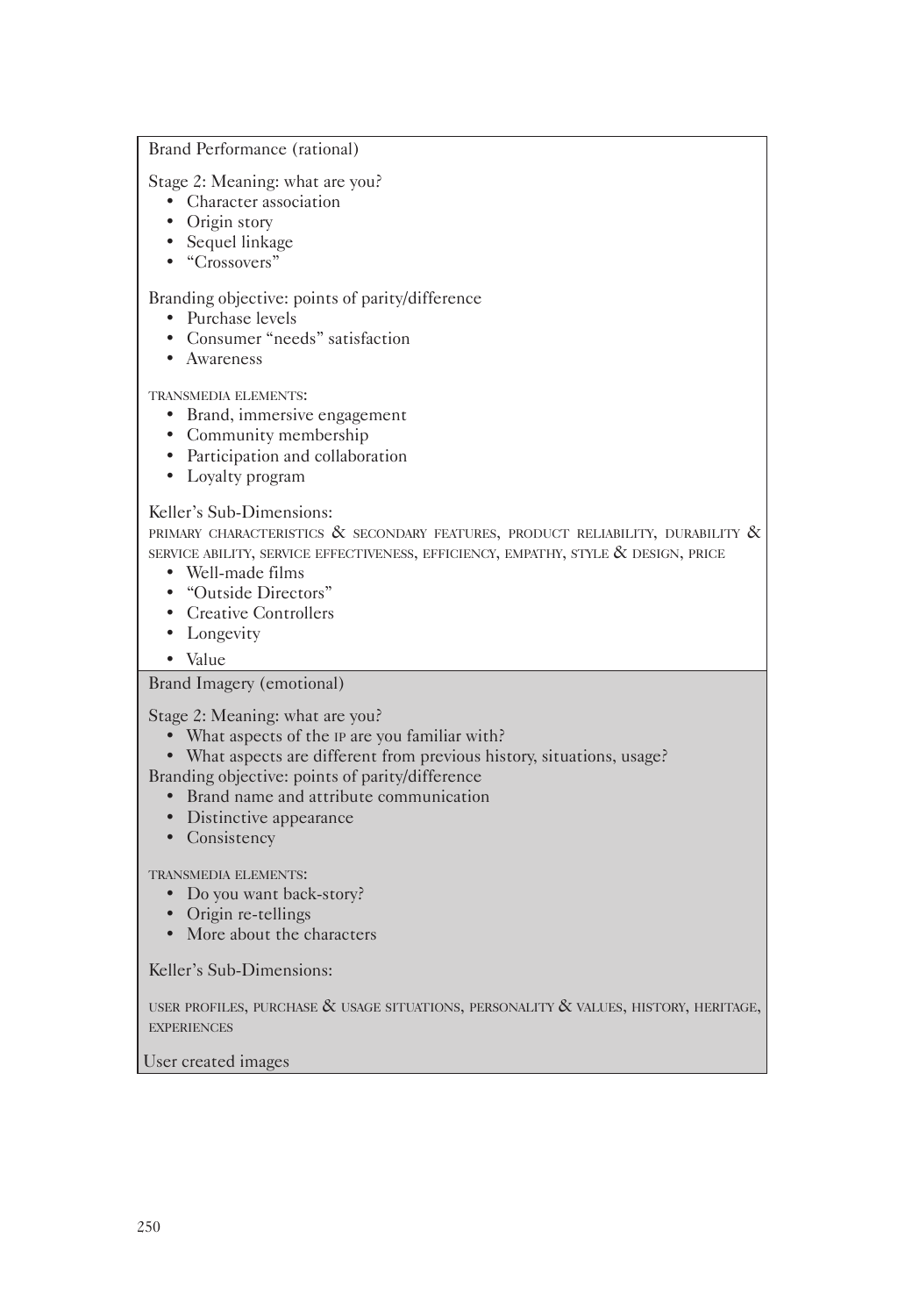Brand Performance (rational)

Stage 2: Meaning: what are you?

- Character association
- Origin story
- Sequel linkage
- "Crossovers"

Branding objective: points of parity/difference

- Purchase levels
- Consumer "needs" satisfaction
- Awareness

TRANSMEDIA ELEMENTS:

- Brand, immersive engagement
- Community membership
- Participation and collaboration
- Loyalty program

Keller's Sub-Dimensions:

PRIMARY CHARACTERISTICS & SECONDARY FEATURES, PRODUCT RELIABILITY, DURABILITY & SERVICE ABILITY, SERVICE EFFECTIVENESS, EFFICIENCY, EMPATHY, STYLE & DESIGN, PRICE

- Well-made films
- "Outside Directors"
- Creative Controllers
- Longevity
- Value

Brand Imagery (emotional)

Stage 2: Meaning: what are you?

- What aspects of the IP are you familiar with?
- What aspects are different from previous history, situations, usage?

Branding objective: points of parity/difference

- Brand name and attribute communication
- Distinctive appearance
- Consistency

TRANSMEDIA ELEMENTS:

- Do you want back-story?
- Origin re-tellings
- More about the characters

Keller's Sub-Dimensions:

USER PROFILES, PURCHASE & USAGE SITUATIONS, PERSONALITY & VALUES, HISTORY, HERITAGE, EXPERIENCES

User created images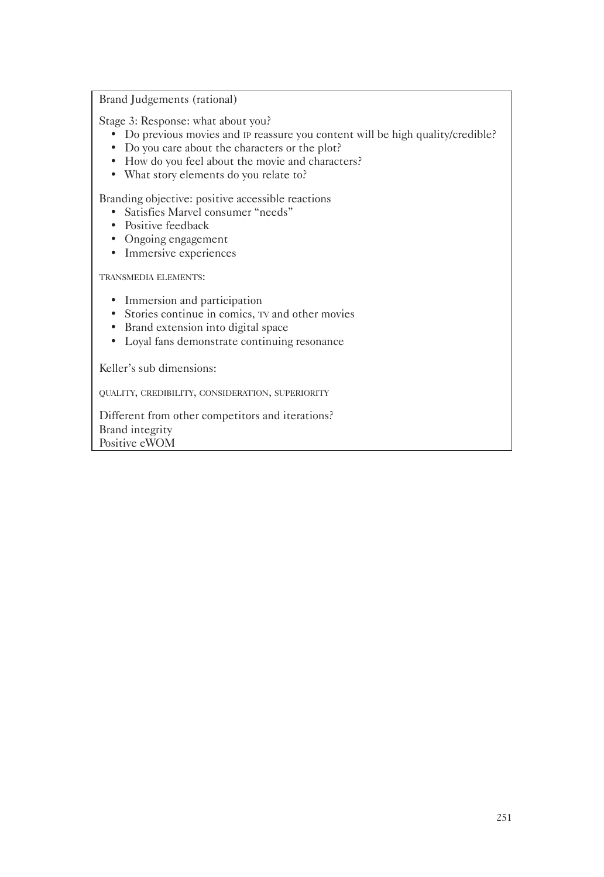Brand Judgements (rational)

Stage 3: Response: what about you?

- Do previous movies and IP reassure you content will be high quality/credible?
- Do you care about the characters or the plot?
- How do you feel about the movie and characters?
- What story elements do you relate to?

Branding objective: positive accessible reactions

- Satisfies Marvel consumer "needs"
- Positive feedback
- Ongoing engagement
- Immersive experiences

TRANSMEDIA ELEMENTS:

- Immersion and participation
- Stories continue in comics, TV and other movies
- Brand extension into digital space
- Loyal fans demonstrate continuing resonance

Keller's sub dimensions:

QUALITY, CREDIBILITY, CONSIDERATION, SUPERIORITY

Different from other competitors and iterations?
Brand integrity
Positive eWOM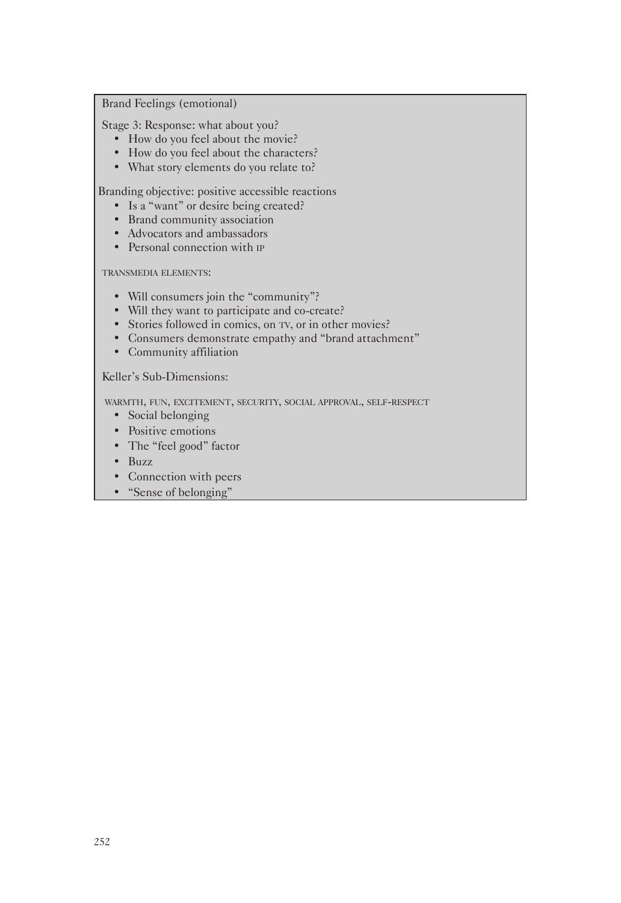Brand Feelings (emotional)

Stage 3: Response: what about you?

- How do you feel about the movie?
- How do you feel about the characters?
- What story elements do you relate to?

Branding objective: positive accessible reactions

- Is a "want" or desire being created?
- Brand community association
- Advocators and ambassadors
- Personal connection with IP

TRANSMEDIA ELEMENTS:

- Will consumers join the "community"?
- Will they want to participate and co-create?
- Stories followed in comics, on TV, or in other movies?
- Consumers demonstrate empathy and "brand attachment"
- Community affiliation

Keller's Sub-Dimensions:

WARMTH, FUN, EXCITEMENT, SECURITY, SOCIAL APPROVAL, SELF-RESPECT

- Social belonging
- Positive emotions
- The "feel good" factor
- Buzz
- Connection with peers
- "Sense of belonging"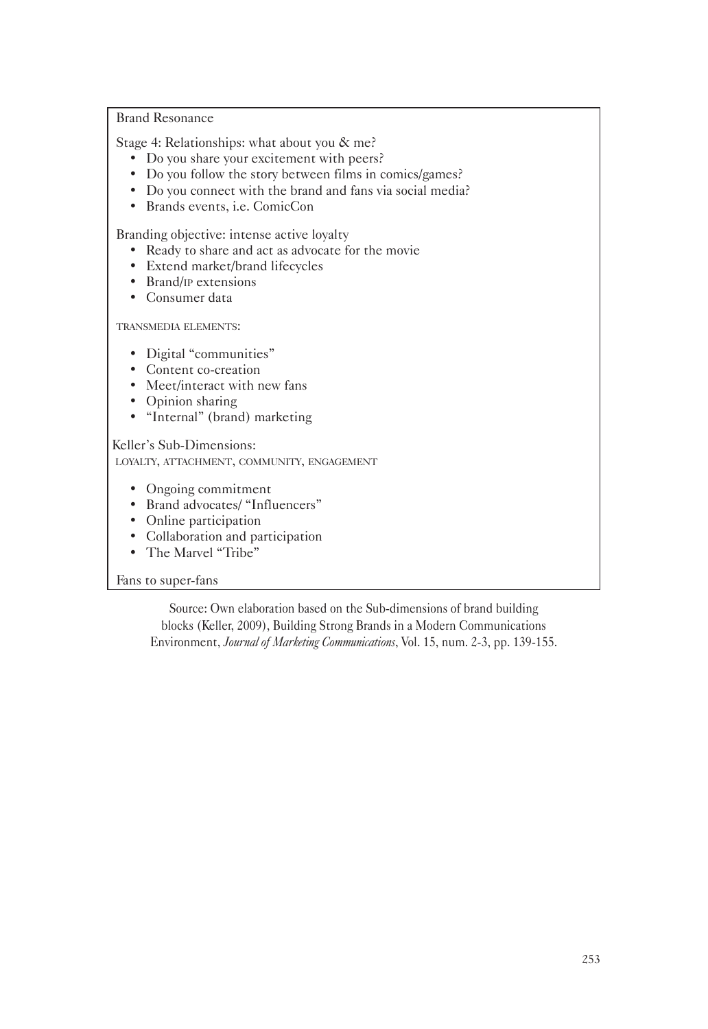Brand Resonance

Stage 4: Relationships: what about you & me?

- Do you share your excitement with peers?
- Do you follow the story between films in comics/games?
- Do you connect with the brand and fans via social media?
- Brands events, i.e. ComicCon

Branding objective: intense active loyalty

- Ready to share and act as advocate for the movie
- Extend market/brand lifecycles
- Brand/IP extensions
- Consumer data

TRANSMEDIA ELEMENTS:

- Digital "communities"
- Content co-creation
- Meet/interact with new fans
- Opinion sharing
- "Internal" (brand) marketing

Keller's Sub-Dimensions:
LOYALTY, ATTACHMENT, COMMUNITY, ENGAGEMENT

- Ongoing commitment
- Brand advocates/ "Influencers"
- Online participation
- Collaboration and participation
- The Marvel "Tribe"

Fans to super-fans

Source: Own elaboration based on the Sub-dimensions of brand building blocks (Keller, 2009), Building Strong Brands in a Modern Communications Environment, *Journal of Marketing Communications*, Vol. 15, num. 2-3, pp. 139-155.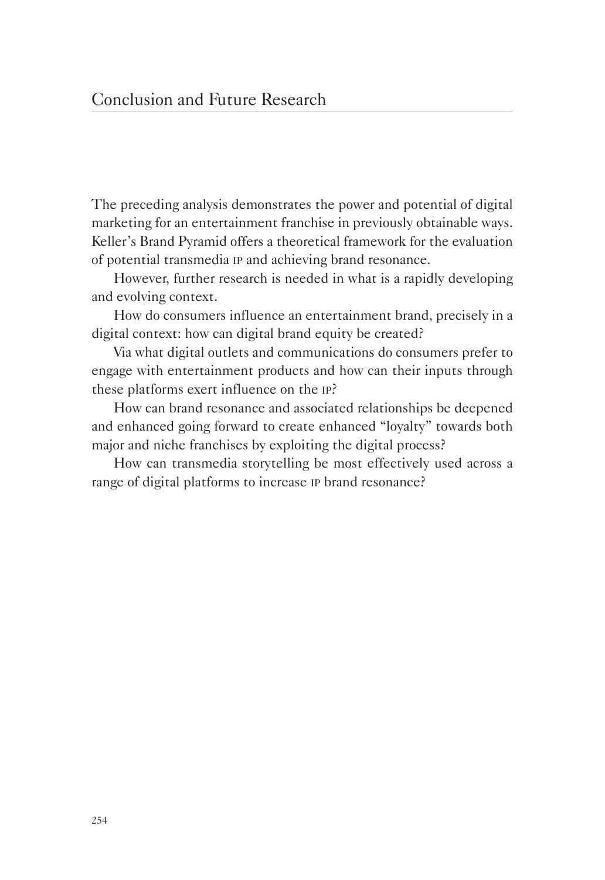# Conclusion and Future Research

The preceding analysis demonstrates the power and potential of digital marketing for an entertainment franchise in previously obtainable ways. Keller's Brand Pyramid offers a theoretical framework for the evaluation of potential transmedia IP and achieving brand resonance.

However, further research is needed in what is a rapidly developing and evolving context.

How do consumers influence an entertainment brand, precisely in a digital context: how can digital brand equity be created?

Via what digital outlets and communications do consumers prefer to engage with entertainment products and how can their inputs through these platforms exert influence on the IP?

How can brand resonance and associated relationships be deepened and enhanced going forward to create enhanced "loyalty" towards both major and niche franchises by exploiting the digital process?

How can transmedia storytelling be most effectively used across a range of digital platforms to increase IP brand resonance?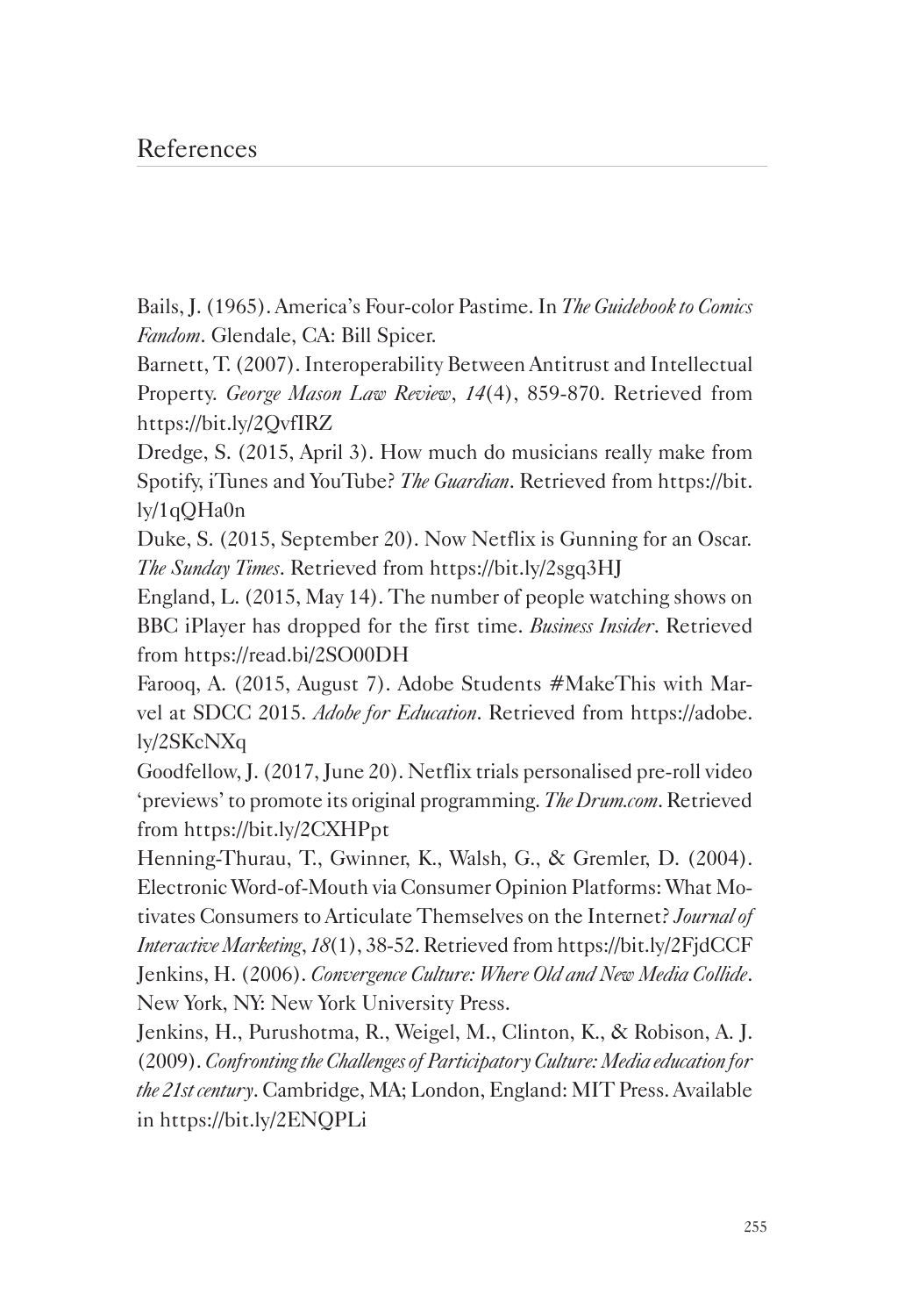# References

Bails, J. (1965). America's Four-color Pastime. In *The Guidebook to Comics Fandom*. Glendale, CA: Bill Spicer.

Barnett, T. (2007). Interoperability Between Antitrust and Intellectual Property. *George Mason Law Review*, *14*(4), 859-870. Retrieved from https://bit.ly/2QvfIRZ

Dredge, S. (2015, April 3). How much do musicians really make from Spotify, iTunes and YouTube? *The Guardian*. Retrieved from https://bit.ly/1qQHa0n

Duke, S. (2015, September 20). Now Netflix is Gunning for an Oscar. *The Sunday Times*. Retrieved from https://bit.ly/2sgq3HJ

England, L. (2015, May 14). The number of people watching shows on BBC iPlayer has dropped for the first time. *Business Insider*. Retrieved from https://read.bi/2SO00DH

Farooq, A. (2015, August 7). Adobe Students #MakeThis with Marvel at SDCC 2015. *Adobe for Education*. Retrieved from https://adobe.ly/2SKcNXq

Goodfellow, J. (2017, June 20). Netflix trials personalised pre-roll video 'previews' to promote its original programming. *The Drum.com*. Retrieved from https://bit.ly/2CXHPpt

Henning-Thurau, T., Gwinner, K., Walsh, G., & Gremler, D. (2004). Electronic Word-of-Mouth via Consumer Opinion Platforms: What Motivates Consumers to Articulate Themselves on the Internet? *Journal of Interactive Marketing*, *18*(1), 38-52. Retrieved from https://bit.ly/2FjdCCF

Jenkins, H. (2006). *Convergence Culture: Where Old and New Media Collide*. New York, NY: New York University Press.

Jenkins, H., Purushotma, R., Weigel, M., Clinton, K., & Robison, A. J. (2009). *Confronting the Challenges of Participatory Culture: Media education for the 21st century*. Cambridge, MA; London, England: MIT Press. Available in https://bit.ly/2ENQPLi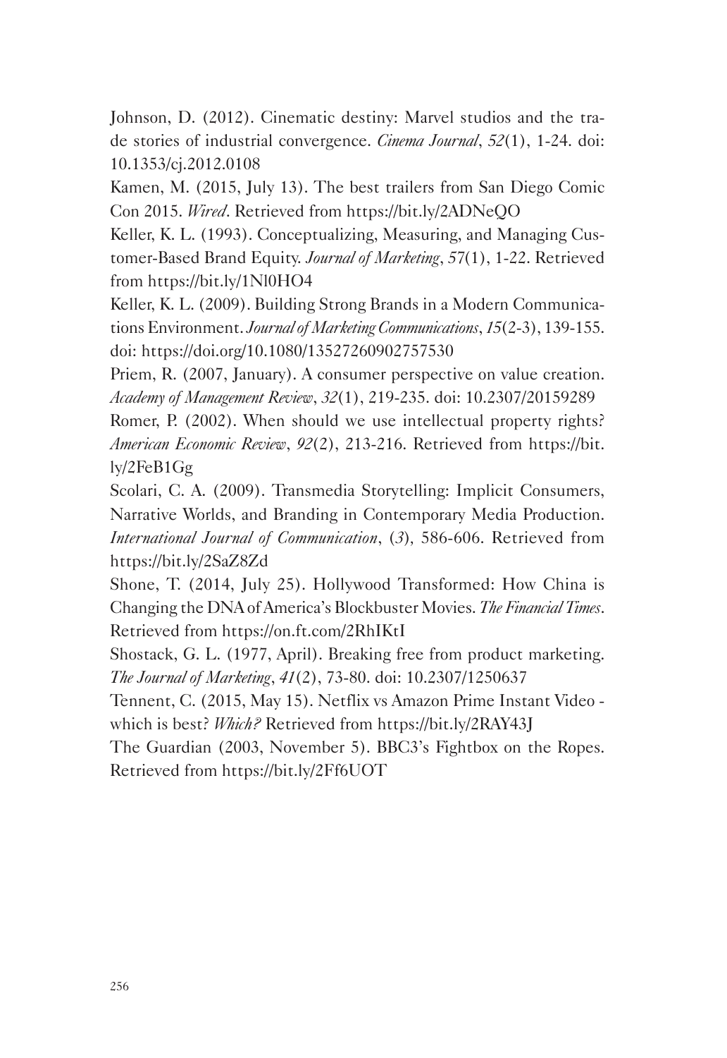Johnson, D. (2012). Cinematic destiny: Marvel studios and the trade stories of industrial convergence. *Cinema Journal*, *52*(1), 1-24. doi: 10.1353/cj.2012.0108

Kamen, M. (2015, July 13). The best trailers from San Diego Comic Con 2015. *Wired*. Retrieved from https://bit.ly/2ADNeQO

Keller, K. L. (1993). Conceptualizing, Measuring, and Managing Customer-Based Brand Equity. *Journal of Marketing*, *57*(1), 1-22. Retrieved from https://bit.ly/1Nl0HO4

Keller, K. L. (2009). Building Strong Brands in a Modern Communications Environment. *Journal of Marketing Communications*, *15*(2-3), 139-155. doi: https://doi.org/10.1080/13527260902757530

Priem, R. (2007, January). A consumer perspective on value creation. *Academy of Management Review*, *32*(1), 219-235. doi: 10.2307/20159289

Romer, P. (2002). When should we use intellectual property rights? *American Economic Review*, *92*(2), 213-216. Retrieved from https://bit.ly/2FeB1Gg

Scolari, C. A. (2009). Transmedia Storytelling: Implicit Consumers, Narrative Worlds, and Branding in Contemporary Media Production. *International Journal of Communication*, (*3*), 586-606. Retrieved from https://bit.ly/2SaZ8Zd

Shone, T. (2014, July 25). Hollywood Transformed: How China is Changing the DNA of America's Blockbuster Movies. *The Financial Times*. Retrieved from https://on.ft.com/2RhIKtI

Shostack, G. L. (1977, April). Breaking free from product marketing. *The Journal of Marketing*, *41*(2), 73-80. doi: 10.2307/1250637

Tennent, C. (2015, May 15). Netflix vs Amazon Prime Instant Video - which is best? *Which?* Retrieved from https://bit.ly/2RAY43J

The Guardian (2003, November 5). BBC3's Fightbox on the Ropes. Retrieved from https://bit.ly/2Ff6UOT